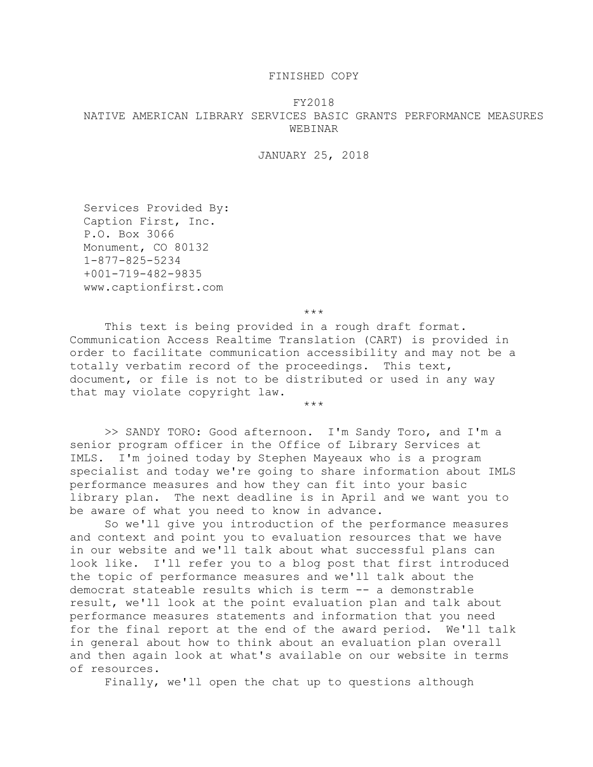FINISHED COPY

FY2018
NATIVE AMERICAN LIBRARY SERVICES BASIC GRANTS PERFORMANCE MEASURES WEBINAR

JANUARY 25, 2018

Services Provided By:
Caption First, Inc.
P.O. Box 3066
Monument, CO 80132
1-877-825-5234
+001-719-482-9835
www.captionfirst.com

***

This text is being provided in a rough draft format. Communication Access Realtime Translation (CART) is provided in order to facilitate communication accessibility and may not be a totally verbatim record of the proceedings. This text, document, or file is not to be distributed or used in any way that may violate copyright law.

***

>> SANDY TORO: Good afternoon. I'm Sandy Toro, and I'm a senior program officer in the Office of Library Services at IMLS. I'm joined today by Stephen Mayeaux who is a program specialist and today we're going to share information about IMLS performance measures and how they can fit into your basic library plan. The next deadline is in April and we want you to be aware of what you need to know in advance.

So we'll give you introduction of the performance measures and context and point you to evaluation resources that we have in our website and we'll talk about what successful plans can look like. I'll refer you to a blog post that first introduced the topic of performance measures and we'll talk about the democrat stateable results which is term -- a demonstrable result, we'll look at the point evaluation plan and talk about performance measures statements and information that you need for the final report at the end of the award period. We'll talk in general about how to think about an evaluation plan overall and then again look at what's available on our website in terms of resources.

Finally, we'll open the chat up to questions although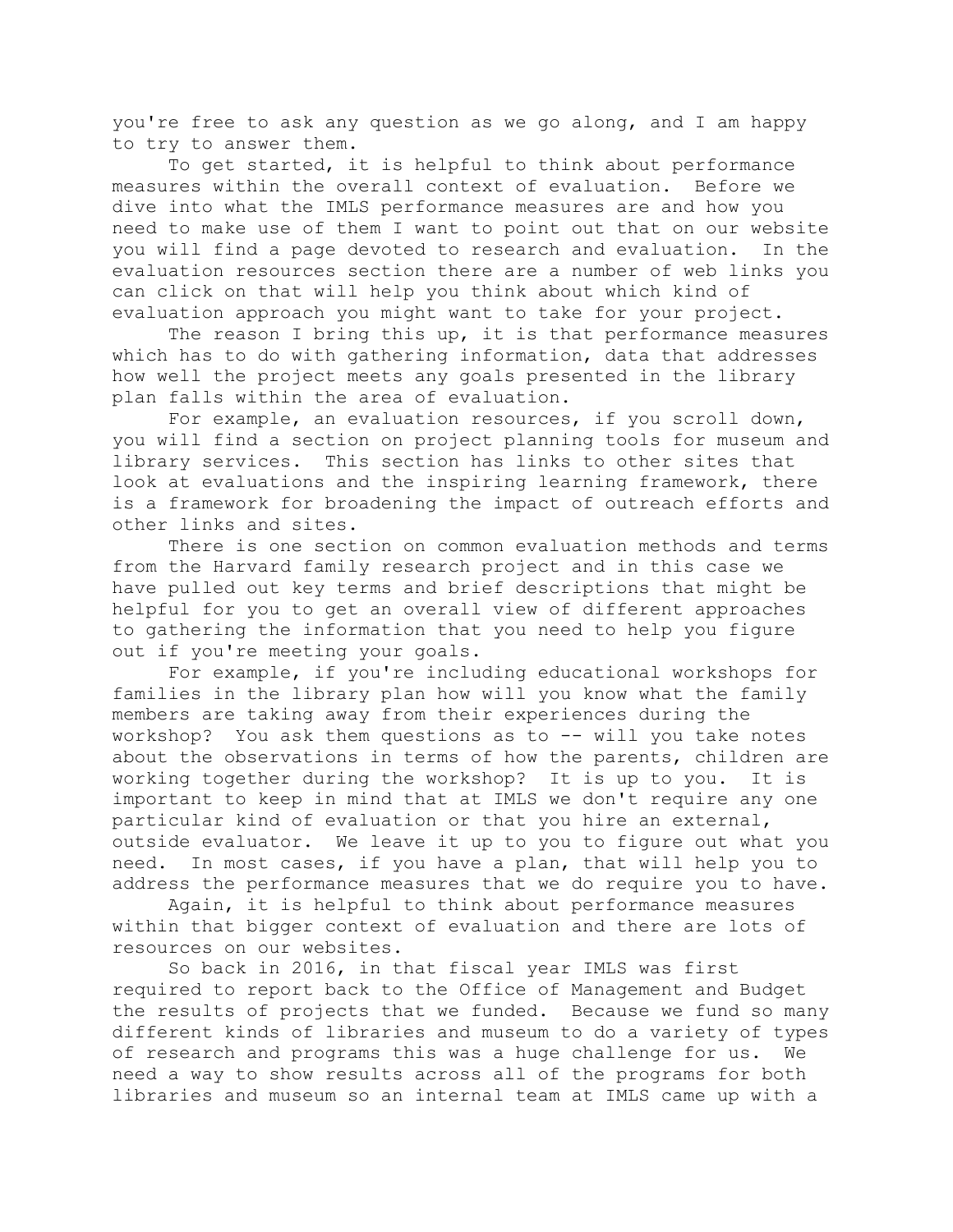you're free to ask any question as we go along, and I am happy to try to answer them.

To get started, it is helpful to think about performance measures within the overall context of evaluation. Before we dive into what the IMLS performance measures are and how you need to make use of them I want to point out that on our website you will find a page devoted to research and evaluation. In the evaluation resources section there are a number of web links you can click on that will help you think about which kind of evaluation approach you might want to take for your project.

The reason I bring this up, it is that performance measures which has to do with gathering information, data that addresses how well the project meets any goals presented in the library plan falls within the area of evaluation.

For example, an evaluation resources, if you scroll down, you will find a section on project planning tools for museum and library services. This section has links to other sites that look at evaluations and the inspiring learning framework, there is a framework for broadening the impact of outreach efforts and other links and sites.

There is one section on common evaluation methods and terms from the Harvard family research project and in this case we have pulled out key terms and brief descriptions that might be helpful for you to get an overall view of different approaches to gathering the information that you need to help you figure out if you're meeting your goals.

For example, if you're including educational workshops for families in the library plan how will you know what the family members are taking away from their experiences during the workshop? You ask them questions as to -- will you take notes about the observations in terms of how the parents, children are working together during the workshop? It is up to you. It is important to keep in mind that at IMLS we don't require any one particular kind of evaluation or that you hire an external, outside evaluator. We leave it up to you to figure out what you need. In most cases, if you have a plan, that will help you to address the performance measures that we do require you to have.

Again, it is helpful to think about performance measures within that bigger context of evaluation and there are lots of resources on our websites.

So back in 2016, in that fiscal year IMLS was first required to report back to the Office of Management and Budget the results of projects that we funded. Because we fund so many different kinds of libraries and museum to do a variety of types of research and programs this was a huge challenge for us. We need a way to show results across all of the programs for both libraries and museum so an internal team at IMLS came up with a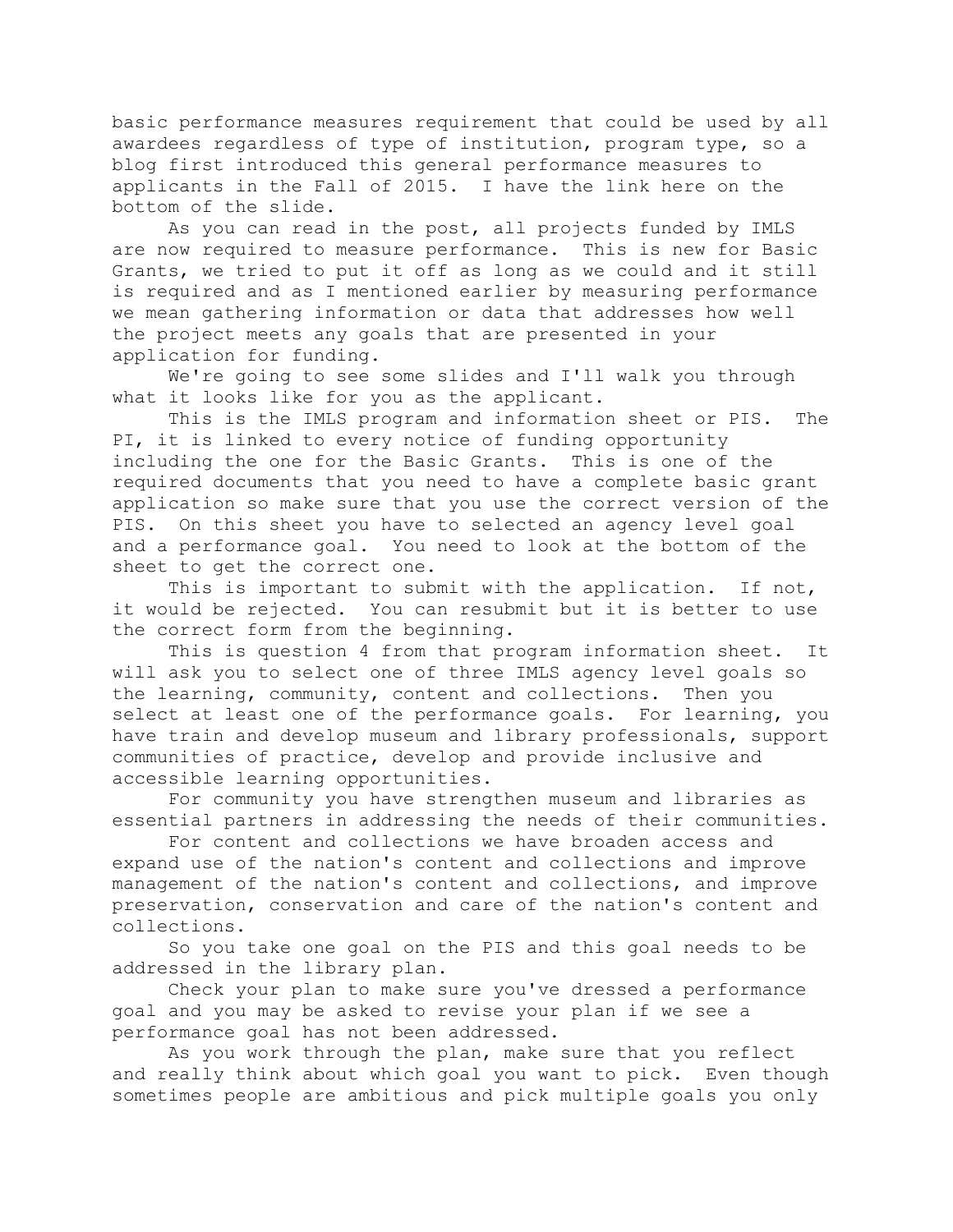basic performance measures requirement that could be used by all awardees regardless of type of institution, program type, so a blog first introduced this general performance measures to applicants in the Fall of 2015. I have the link here on the bottom of the slide.

As you can read in the post, all projects funded by IMLS are now required to measure performance. This is new for Basic Grants, we tried to put it off as long as we could and it still is required and as I mentioned earlier by measuring performance we mean gathering information or data that addresses how well the project meets any goals that are presented in your application for funding.

We're going to see some slides and I'll walk you through what it looks like for you as the applicant.

This is the IMLS program and information sheet or PIS. The PI, it is linked to every notice of funding opportunity including the one for the Basic Grants. This is one of the required documents that you need to have a complete basic grant application so make sure that you use the correct version of the PIS. On this sheet you have to selected an agency level goal and a performance goal. You need to look at the bottom of the sheet to get the correct one.

This is important to submit with the application. If not, it would be rejected. You can resubmit but it is better to use the correct form from the beginning.

This is question 4 from that program information sheet. It will ask you to select one of three IMLS agency level goals so the learning, community, content and collections. Then you select at least one of the performance goals. For learning, you have train and develop museum and library professionals, support communities of practice, develop and provide inclusive and accessible learning opportunities.

For community you have strengthen museum and libraries as essential partners in addressing the needs of their communities.

For content and collections we have broaden access and expand use of the nation's content and collections and improve management of the nation's content and collections, and improve preservation, conservation and care of the nation's content and collections.

So you take one goal on the PIS and this goal needs to be addressed in the library plan.

Check your plan to make sure you've dressed a performance goal and you may be asked to revise your plan if we see a performance goal has not been addressed.

As you work through the plan, make sure that you reflect and really think about which goal you want to pick. Even though sometimes people are ambitious and pick multiple goals you only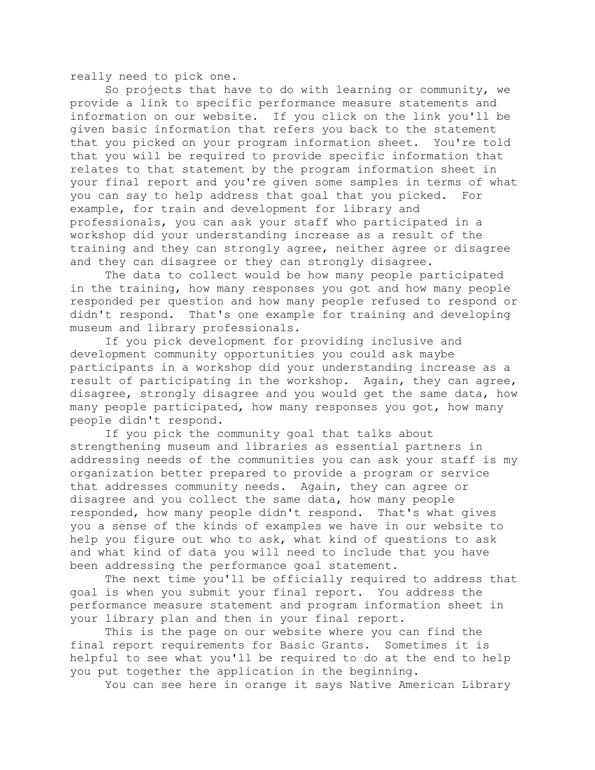really need to pick one.

So projects that have to do with learning or community, we provide a link to specific performance measure statements and information on our website. If you click on the link you'll be given basic information that refers you back to the statement that you picked on your program information sheet. You're told that you will be required to provide specific information that relates to that statement by the program information sheet in your final report and you're given some samples in terms of what you can say to help address that goal that you picked. For example, for train and development for library and professionals, you can ask your staff who participated in a workshop did your understanding increase as a result of the training and they can strongly agree, neither agree or disagree and they can disagree or they can strongly disagree.

The data to collect would be how many people participated in the training, how many responses you got and how many people responded per question and how many people refused to respond or didn't respond. That's one example for training and developing museum and library professionals.

If you pick development for providing inclusive and development community opportunities you could ask maybe participants in a workshop did your understanding increase as a result of participating in the workshop. Again, they can agree, disagree, strongly disagree and you would get the same data, how many people participated, how many responses you got, how many people didn't respond.

If you pick the community goal that talks about strengthening museum and libraries as essential partners in addressing needs of the communities you can ask your staff is my organization better prepared to provide a program or service that addresses community needs. Again, they can agree or disagree and you collect the same data, how many people responded, how many people didn't respond. That's what gives you a sense of the kinds of examples we have in our website to help you figure out who to ask, what kind of questions to ask and what kind of data you will need to include that you have been addressing the performance goal statement.

The next time you'll be officially required to address that goal is when you submit your final report. You address the performance measure statement and program information sheet in your library plan and then in your final report.

This is the page on our website where you can find the final report requirements for Basic Grants. Sometimes it is helpful to see what you'll be required to do at the end to help you put together the application in the beginning.

You can see here in orange it says Native American Library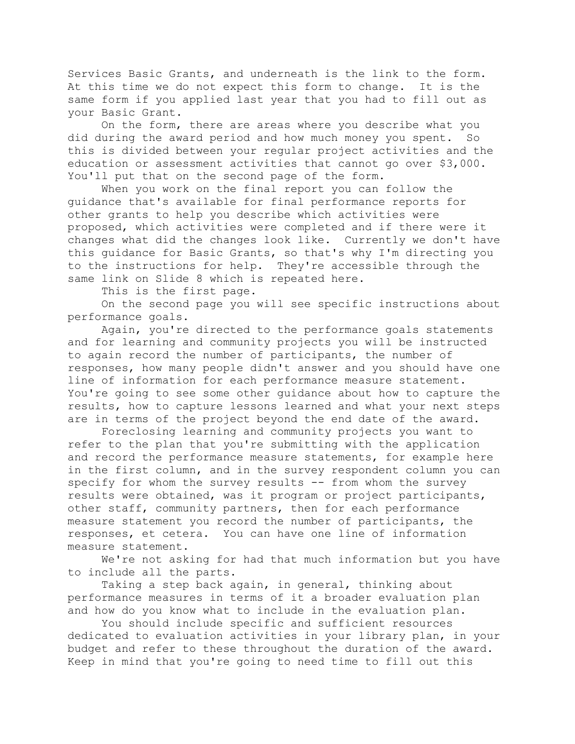Services Basic Grants, and underneath is the link to the form. At this time we do not expect this form to change. It is the same form if you applied last year that you had to fill out as your Basic Grant.

On the form, there are areas where you describe what you did during the award period and how much money you spent. So this is divided between your regular project activities and the education or assessment activities that cannot go over $3,000. You'll put that on the second page of the form.

When you work on the final report you can follow the guidance that's available for final performance reports for other grants to help you describe which activities were proposed, which activities were completed and if there were it changes what did the changes look like. Currently we don't have this guidance for Basic Grants, so that's why I'm directing you to the instructions for help. They're accessible through the same link on Slide 8 which is repeated here.

This is the first page.

On the second page you will see specific instructions about performance goals.

Again, you're directed to the performance goals statements and for learning and community projects you will be instructed to again record the number of participants, the number of responses, how many people didn't answer and you should have one line of information for each performance measure statement. You're going to see some other guidance about how to capture the results, how to capture lessons learned and what your next steps are in terms of the project beyond the end date of the award.

Foreclosing learning and community projects you want to refer to the plan that you're submitting with the application and record the performance measure statements, for example here in the first column, and in the survey respondent column you can specify for whom the survey results -- from whom the survey results were obtained, was it program or project participants, other staff, community partners, then for each performance measure statement you record the number of participants, the responses, et cetera. You can have one line of information measure statement.

We're not asking for had that much information but you have to include all the parts.

Taking a step back again, in general, thinking about performance measures in terms of it a broader evaluation plan and how do you know what to include in the evaluation plan.

You should include specific and sufficient resources dedicated to evaluation activities in your library plan, in your budget and refer to these throughout the duration of the award. Keep in mind that you're going to need time to fill out this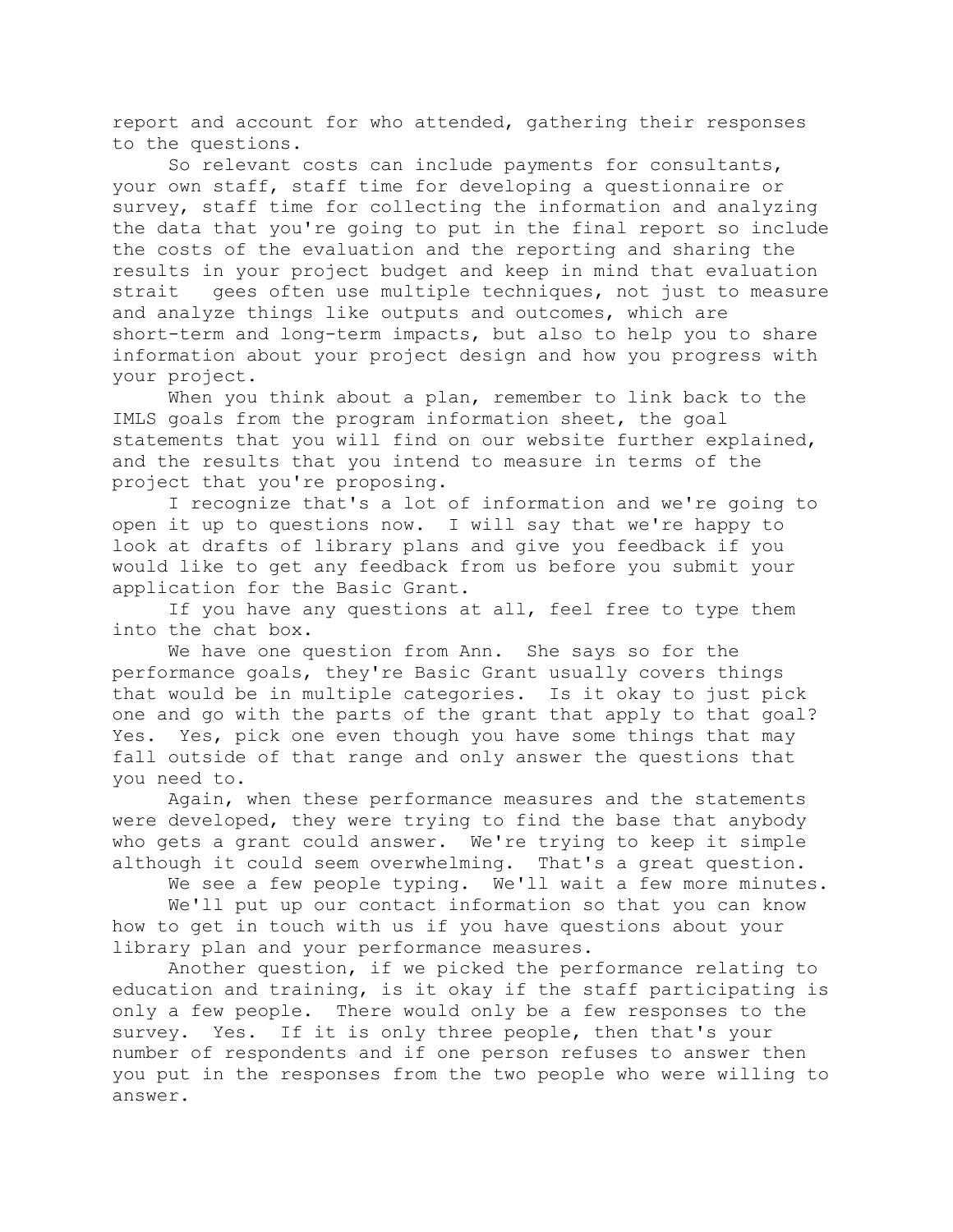report and account for who attended, gathering their responses to the questions.

So relevant costs can include payments for consultants, your own staff, staff time for developing a questionnaire or survey, staff time for collecting the information and analyzing the data that you're going to put in the final report so include the costs of the evaluation and the reporting and sharing the results in your project budget and keep in mind that evaluation strait   gees often use multiple techniques, not just to measure and analyze things like outputs and outcomes, which are short-term and long-term impacts, but also to help you to share information about your project design and how you progress with your project.

When you think about a plan, remember to link back to the IMLS goals from the program information sheet, the goal statements that you will find on our website further explained, and the results that you intend to measure in terms of the project that you're proposing.

I recognize that's a lot of information and we're going to open it up to questions now. I will say that we're happy to look at drafts of library plans and give you feedback if you would like to get any feedback from us before you submit your application for the Basic Grant.

If you have any questions at all, feel free to type them into the chat box.

We have one question from Ann. She says so for the performance goals, they're Basic Grant usually covers things that would be in multiple categories. Is it okay to just pick one and go with the parts of the grant that apply to that goal? Yes. Yes, pick one even though you have some things that may fall outside of that range and only answer the questions that you need to.

Again, when these performance measures and the statements were developed, they were trying to find the base that anybody who gets a grant could answer. We're trying to keep it simple although it could seem overwhelming. That's a great question.

We see a few people typing. We'll wait a few more minutes.

We'll put up our contact information so that you can know how to get in touch with us if you have questions about your library plan and your performance measures.

Another question, if we picked the performance relating to education and training, is it okay if the staff participating is only a few people. There would only be a few responses to the survey. Yes. If it is only three people, then that's your number of respondents and if one person refuses to answer then you put in the responses from the two people who were willing to answer.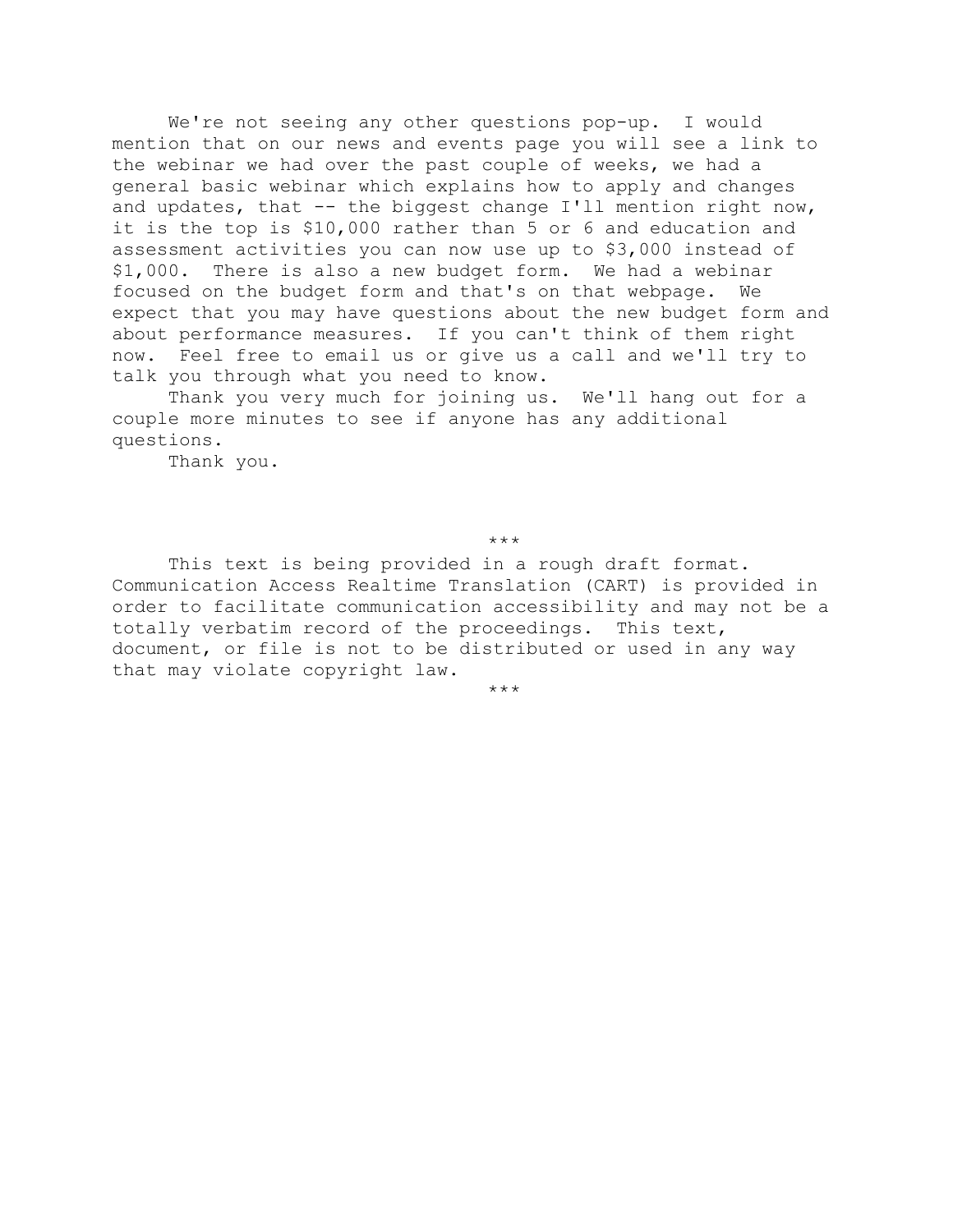We're not seeing any other questions pop-up. I would mention that on our news and events page you will see a link to the webinar we had over the past couple of weeks, we had a general basic webinar which explains how to apply and changes and updates, that -- the biggest change I'll mention right now, it is the top is $10,000 rather than 5 or 6 and education and assessment activities you can now use up to $3,000 instead of $1,000. There is also a new budget form. We had a webinar focused on the budget form and that's on that webpage. We expect that you may have questions about the new budget form and about performance measures. If you can't think of them right now. Feel free to email us or give us a call and we'll try to talk you through what you need to know.

Thank you very much for joining us. We'll hang out for a couple more minutes to see if anyone has any additional questions.

Thank you.

***

This text is being provided in a rough draft format. Communication Access Realtime Translation (CART) is provided in order to facilitate communication accessibility and may not be a totally verbatim record of the proceedings. This text, document, or file is not to be distributed or used in any way that may violate copyright law.

***